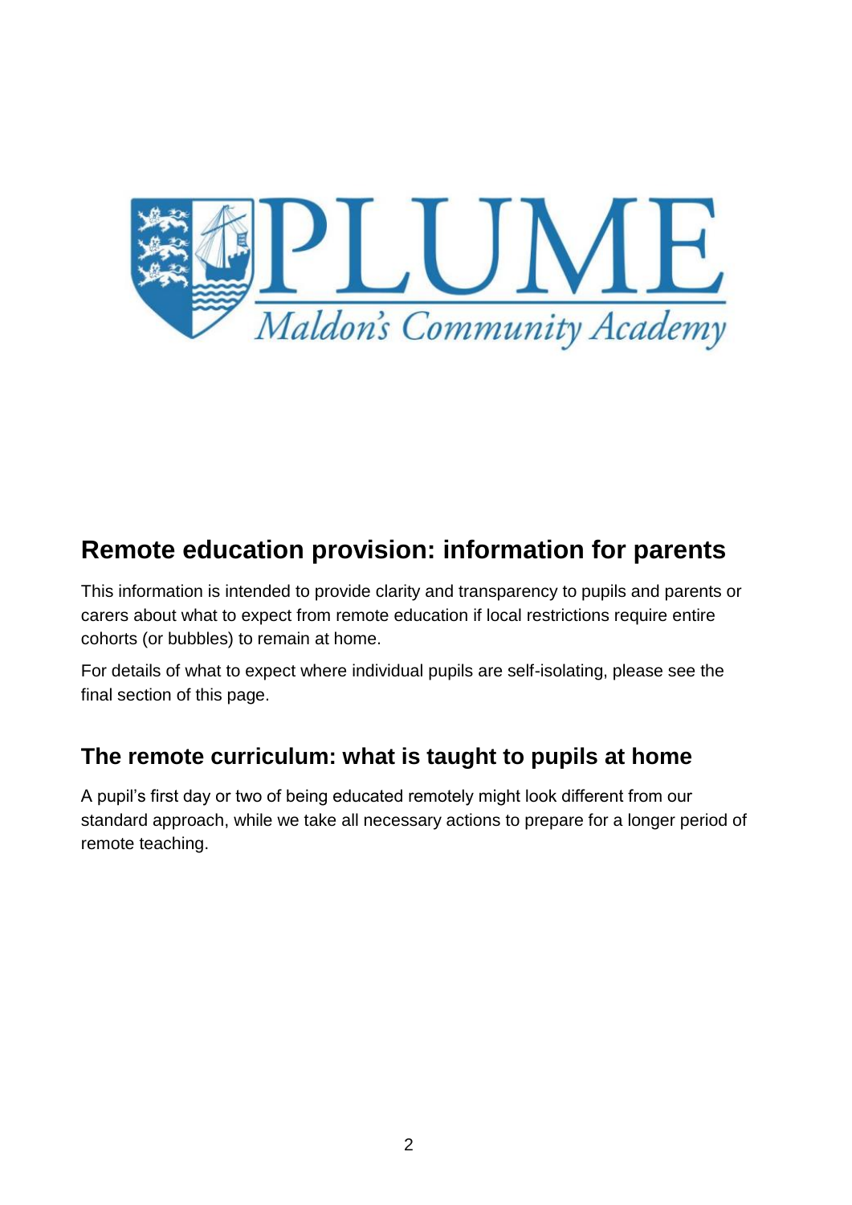# Remote education provision: information for parents

This information is intended to provide clarity and transparency to pupils and parents or carers about what to expect from remote education if local restrictions require entire cohorts (or bubbles) to remain at home.

For details of what to expect where individual pupils are self-isolating, please see the final section of this page.

## The remote curriculum: what is taught to pupils at home

A pupil's first day or two of being educated remotely might look different from our standard approach, while we take all necessary actions to prepare for a longer period of remote teaching.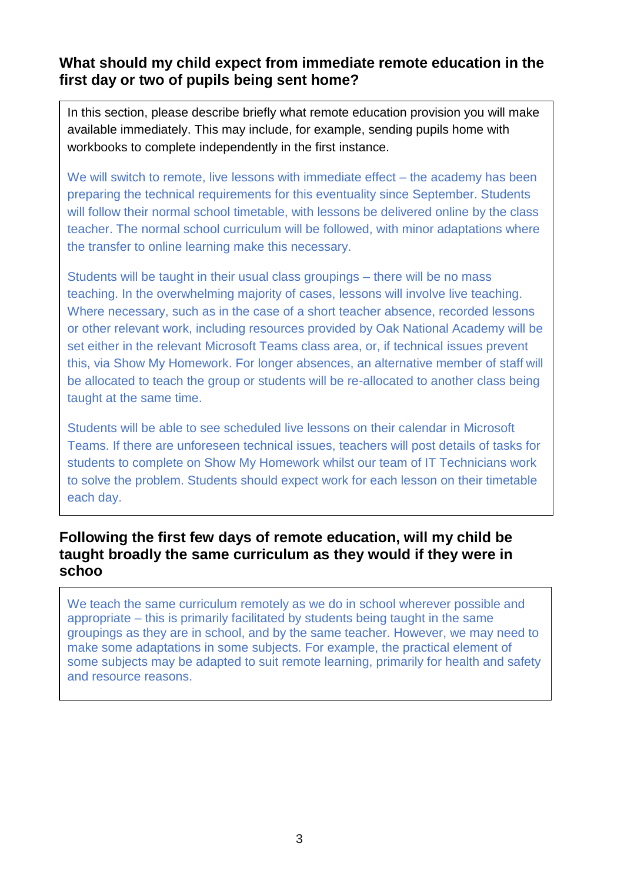## What should my child expect from immediate remote education in the first day or two of pupils being sent home?

In this section, please describe briefly what remote education provision you will make available immediately. This may include, for example, sending pupils home with workbooks to complete independently in the first instance.

We will switch to remote, live lessons with immediate effect – the academy has been preparing the technical requirements for this eventuality since September. Students will follow their normal school timetable, with lessons be delivered online by the class teacher. The normal school curriculum will be followed, with minor adaptations where the transfer to online learning make this necessary.

Students will be taught in their usual class groupings – there will be no mass teaching. In the overwhelming majority of cases, lessons will involve live teaching. Where necessary, such as in the case of a short teacher absence, recorded lessons or other relevant work, including resources provided by Oak National Academy will be set either in the relevant Microsoft Teams class area, or, if technical issues prevent this, via Show My Homework. For longer absences, an alternative member of staff will be allocated to teach the group or students will be re-allocated to another class being taught at the same time.

Students will be able to see scheduled live lessons on their calendar in Microsoft Teams. If there are unforeseen technical issues, teachers will post details of tasks for students to complete on Show My Homework whilst our team of IT Technicians work to solve the problem. Students should expect work for each lesson on their timetable each day.

## Following the first few days of remote education, will my child be taught broadly the same curriculum as they would if they were in schoo

We teach the same curriculum remotely as we do in school wherever possible and appropriate – this is primarily facilitated by students being taught in the same groupings as they are in school, and by the same teacher. However, we may need to make some adaptations in some subjects. For example, the practical element of some subjects may be adapted to suit remote learning, primarily for health and safety and resource reasons.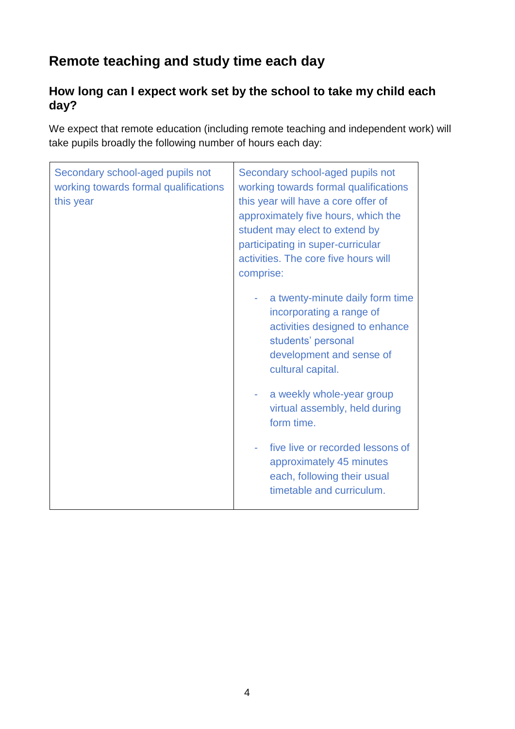## Remote teaching and study time each day

### How long can I expect work set by the school to take my child each day?

We expect that remote education (including remote teaching and independent work) will take pupils broadly the following number of hours each day:

| Secondary school-aged pupils not working towards formal qualifications this year | Secondary school-aged pupils not working towards formal qualifications this year will have a core offer of approximately five hours, which the student may elect to extend by participating in super-curricular activities. The core five hours will comprise:<br><br>- a twenty-minute daily form time incorporating a range of activities designed to enhance students' personal development and sense of cultural capital.<br>- a weekly whole-year group virtual assembly, held during form time.<br>- five live or recorded lessons of approximately 45 minutes each, following their usual timetable and curriculum. |
|---|---|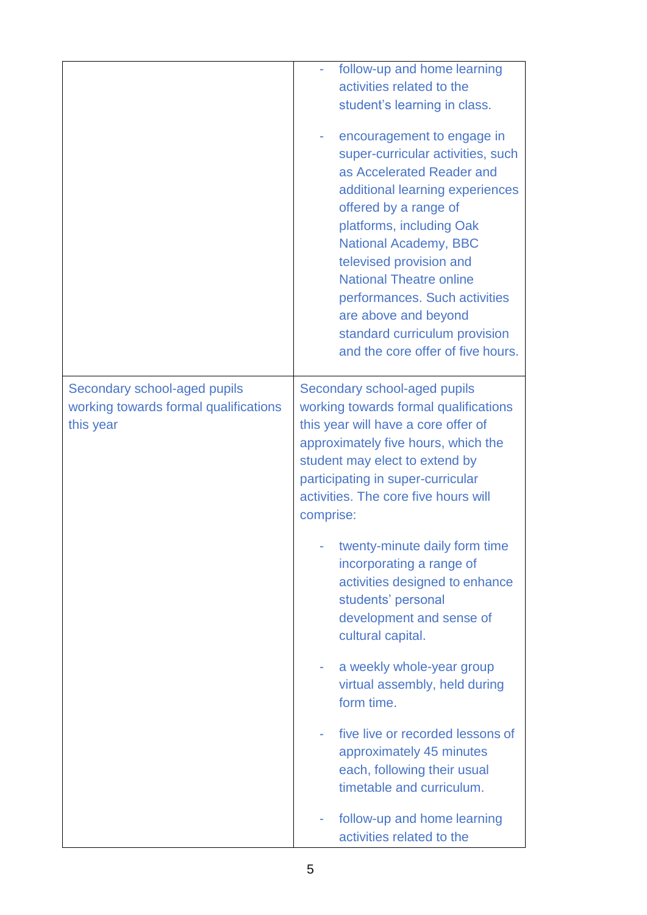| | |
|---|---|
| | - follow-up and home learning activities related to the student's learning in class.<br><br>- encouragement to engage in super-curricular activities, such as Accelerated Reader and additional learning experiences offered by a range of platforms, including Oak National Academy, BBC televised provision and National Theatre online performances. Such activities are above and beyond standard curriculum provision and the core offer of five hours. |
| Secondary school-aged pupils working towards formal qualifications this year | Secondary school-aged pupils working towards formal qualifications this year will have a core offer of approximately five hours, which the student may elect to extend by participating in super-curricular activities. The core five hours will comprise:<br><br>- twenty-minute daily form time incorporating a range of activities designed to enhance students' personal development and sense of cultural capital.<br><br>- a weekly whole-year group virtual assembly, held during form time.<br><br>- five live or recorded lessons of approximately 45 minutes each, following their usual timetable and curriculum.<br><br>- follow-up and home learning activities related to the |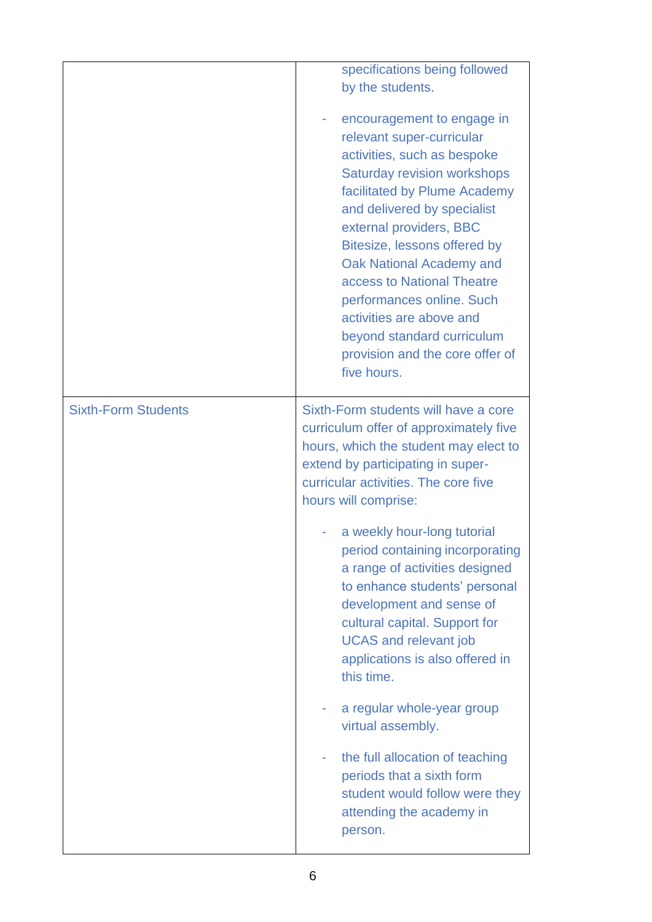| | |
|---|---|
| | specifications being followed by the students.<br><br>- encouragement to engage in relevant super-curricular activities, such as bespoke Saturday revision workshops facilitated by Plume Academy and delivered by specialist external providers, BBC Bitesize, lessons offered by Oak National Academy and access to National Theatre performances online. Such activities are above and beyond standard curriculum provision and the core offer of five hours. |
| Sixth-Form Students | Sixth-Form students will have a core curriculum offer of approximately five hours, which the student may elect to extend by participating in super-curricular activities. The core five hours will comprise:<br><br>- a weekly hour-long tutorial period containing incorporating a range of activities designed to enhance students' personal development and sense of cultural capital. Support for UCAS and relevant job applications is also offered in this time.<br><br>- a regular whole-year group virtual assembly.<br><br>- the full allocation of teaching periods that a sixth form student would follow were they attending the academy in person. |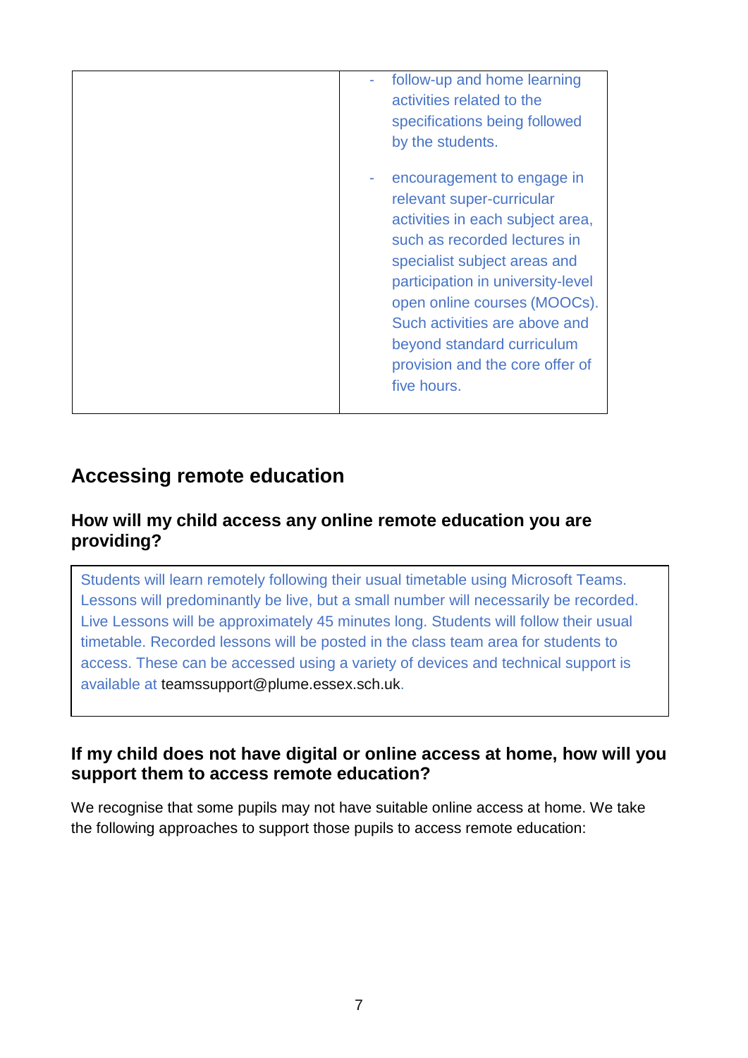| | |
|---|---|
| | - follow-up and home learning activities related to the specifications being followed by the students.<br><br>- encouragement to engage in relevant super-curricular activities in each subject area, such as recorded lectures in specialist subject areas and participation in university-level open online courses (MOOCs). Such activities are above and beyond standard curriculum provision and the core offer of five hours. |

## Accessing remote education

### How will my child access any online remote education you are providing?

| |
|---|
| Students will learn remotely following their usual timetable using Microsoft Teams. Lessons will predominantly be live, but a small number will necessarily be recorded. Live Lessons will be approximately 45 minutes long. Students will follow their usual timetable. Recorded lessons will be posted in the class team area for students to access. These can be accessed using a variety of devices and technical support is available at teamssupport@plume.essex.sch.uk. |

### If my child does not have digital or online access at home, how will you support them to access remote education?

We recognise that some pupils may not have suitable online access at home. We take the following approaches to support those pupils to access remote education: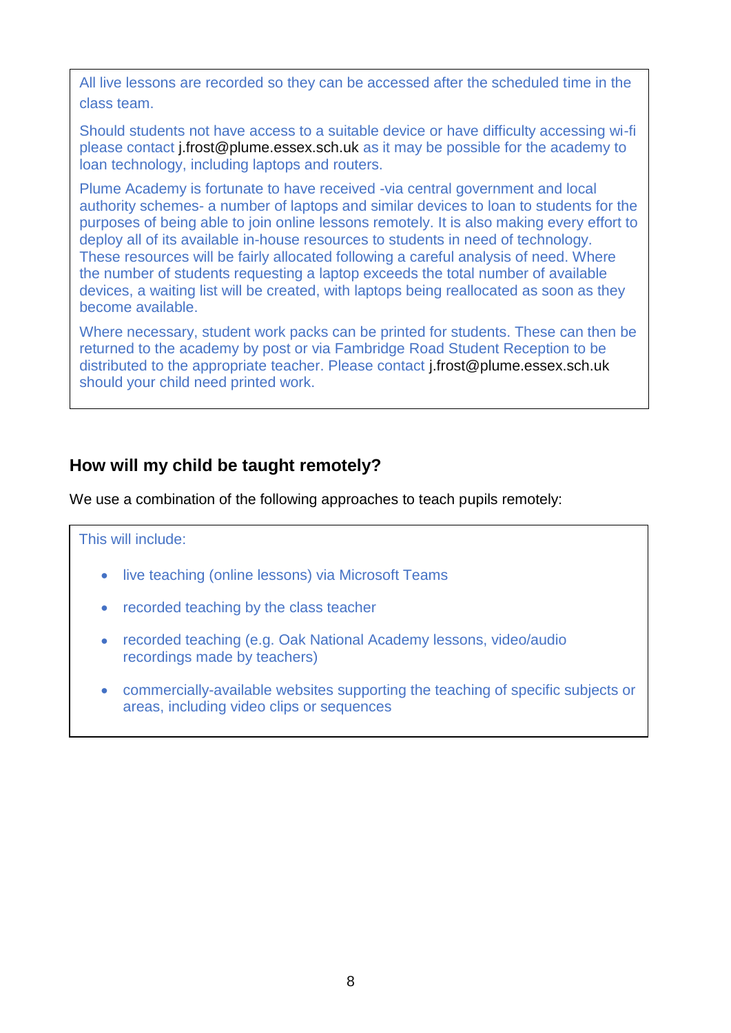All live lessons are recorded so they can be accessed after the scheduled time in the class team.

Should students not have access to a suitable device or have difficulty accessing wi-fi please contact j.frost@plume.essex.sch.uk as it may be possible for the academy to loan technology, including laptops and routers.

Plume Academy is fortunate to have received -via central government and local authority schemes- a number of laptops and similar devices to loan to students for the purposes of being able to join online lessons remotely. It is also making every effort to deploy all of its available in-house resources to students in need of technology. These resources will be fairly allocated following a careful analysis of need. Where the number of students requesting a laptop exceeds the total number of available devices, a waiting list will be created, with laptops being reallocated as soon as they become available.

Where necessary, student work packs can be printed for students. These can then be returned to the academy by post or via Fambridge Road Student Reception to be distributed to the appropriate teacher. Please contact j.frost@plume.essex.sch.uk should your child need printed work.

## How will my child be taught remotely?

We use a combination of the following approaches to teach pupils remotely:

This will include:

- live teaching (online lessons) via Microsoft Teams
- recorded teaching by the class teacher
- recorded teaching (e.g. Oak National Academy lessons, video/audio recordings made by teachers)
- commercially-available websites supporting the teaching of specific subjects or areas, including video clips or sequences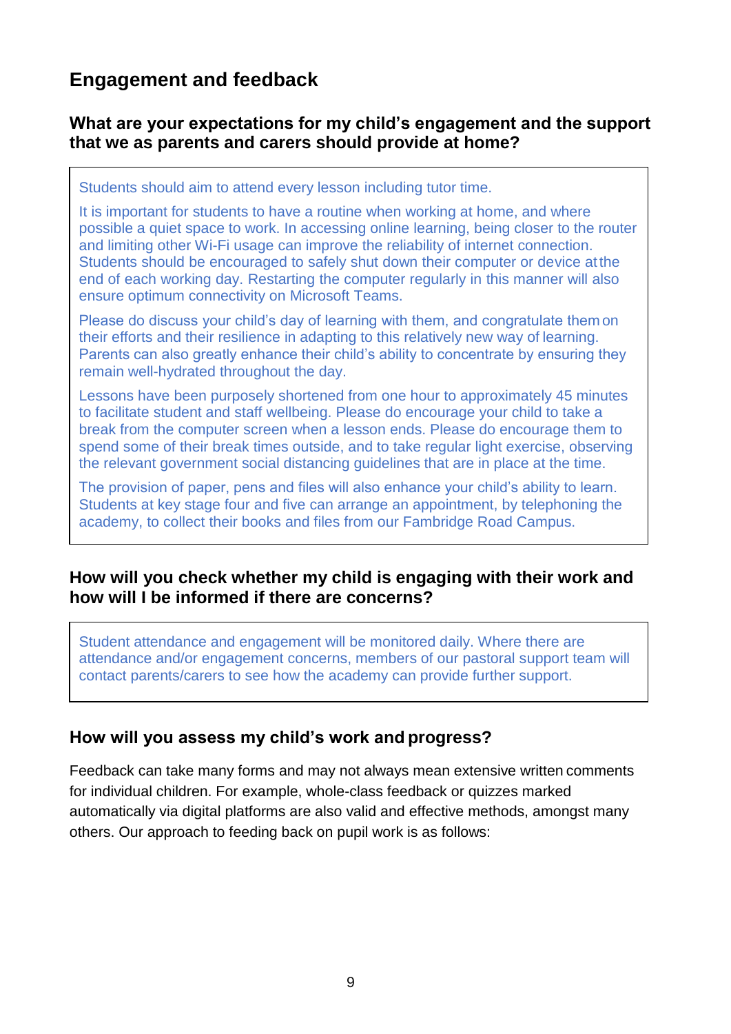## Engagement and feedback

### What are your expectations for my child's engagement and the support that we as parents and carers should provide at home?

Students should aim to attend every lesson including tutor time.

It is important for students to have a routine when working at home, and where possible a quiet space to work. In accessing online learning, being closer to the router and limiting other Wi-Fi usage can improve the reliability of internet connection. Students should be encouraged to safely shut down their computer or device at the end of each working day. Restarting the computer regularly in this manner will also ensure optimum connectivity on Microsoft Teams.

Please do discuss your child's day of learning with them, and congratulate them on their efforts and their resilience in adapting to this relatively new way of learning. Parents can also greatly enhance their child's ability to concentrate by ensuring they remain well-hydrated throughout the day.

Lessons have been purposely shortened from one hour to approximately 45 minutes to facilitate student and staff wellbeing. Please do encourage your child to take a break from the computer screen when a lesson ends. Please do encourage them to spend some of their break times outside, and to take regular light exercise, observing the relevant government social distancing guidelines that are in place at the time.

The provision of paper, pens and files will also enhance your child's ability to learn. Students at key stage four and five can arrange an appointment, by telephoning the academy, to collect their books and files from our Fambridge Road Campus.

### How will you check whether my child is engaging with their work and how will I be informed if there are concerns?

Student attendance and engagement will be monitored daily. Where there are attendance and/or engagement concerns, members of our pastoral support team will contact parents/carers to see how the academy can provide further support.

### How will you assess my child's work and progress?

Feedback can take many forms and may not always mean extensive written comments for individual children. For example, whole-class feedback or quizzes marked automatically via digital platforms are also valid and effective methods, amongst many others. Our approach to feeding back on pupil work is as follows: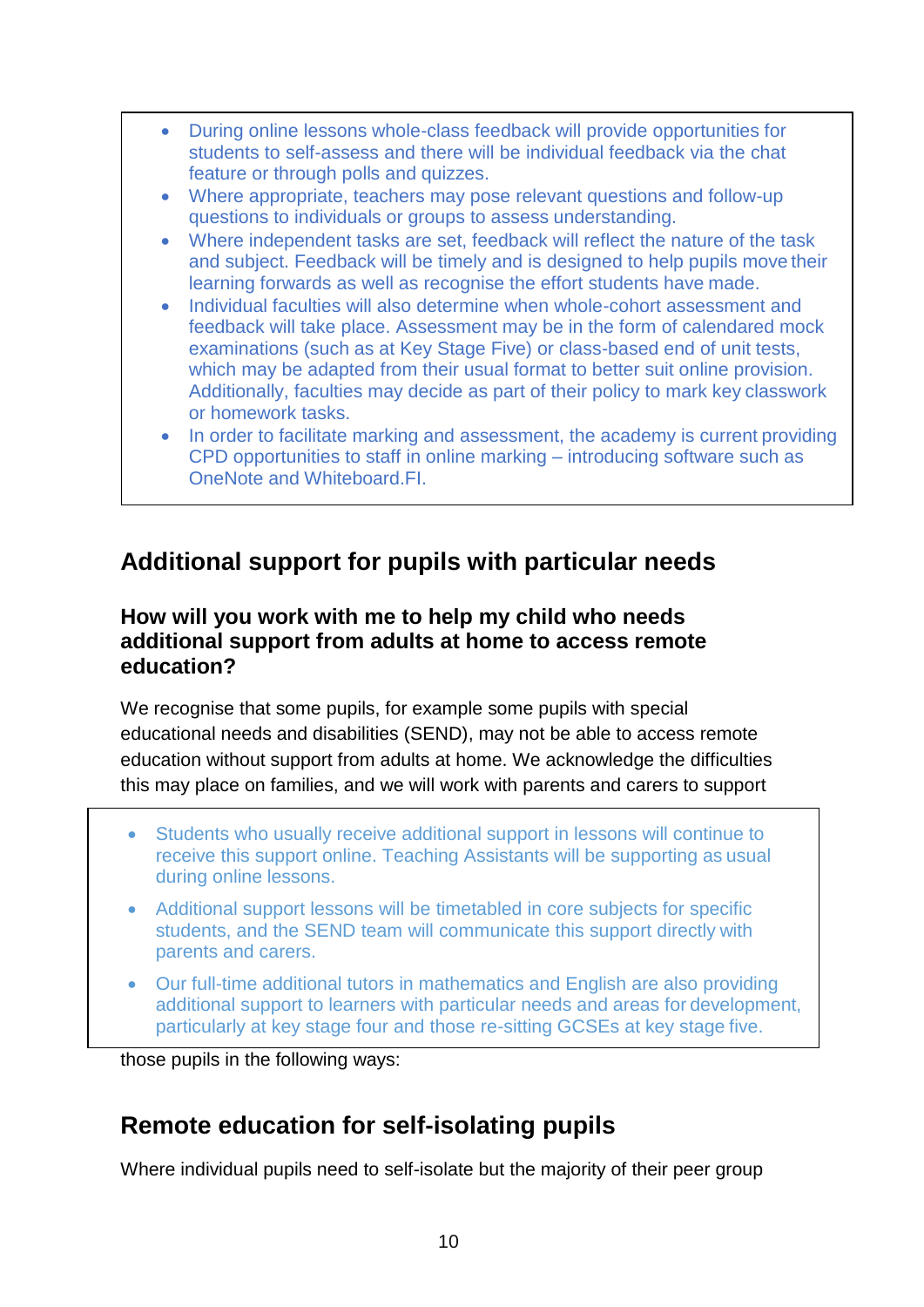- During online lessons whole-class feedback will provide opportunities for students to self-assess and there will be individual feedback via the chat feature or through polls and quizzes.
- Where appropriate, teachers may pose relevant questions and follow-up questions to individuals or groups to assess understanding.
- Where independent tasks are set, feedback will reflect the nature of the task and subject. Feedback will be timely and is designed to help pupils move their learning forwards as well as recognise the effort students have made.
- Individual faculties will also determine when whole-cohort assessment and feedback will take place. Assessment may be in the form of calendared mock examinations (such as at Key Stage Five) or class-based end of unit tests, which may be adapted from their usual format to better suit online provision. Additionally, faculties may decide as part of their policy to mark key classwork or homework tasks.
- In order to facilitate marking and assessment, the academy is current providing CPD opportunities to staff in online marking – introducing software such as OneNote and Whiteboard.FI.

## Additional support for pupils with particular needs

### How will you work with me to help my child who needs additional support from adults at home to access remote education?

We recognise that some pupils, for example some pupils with special educational needs and disabilities (SEND), may not be able to access remote education without support from adults at home. We acknowledge the difficulties this may place on families, and we will work with parents and carers to support those pupils in the following ways:

- Students who usually receive additional support in lessons will continue to receive this support online. Teaching Assistants will be supporting as usual during online lessons.
- Additional support lessons will be timetabled in core subjects for specific students, and the SEND team will communicate this support directly with parents and carers.
- Our full-time additional tutors in mathematics and English are also providing additional support to learners with particular needs and areas for development, particularly at key stage four and those re-sitting GCSEs at key stage five.

## Remote education for self-isolating pupils

Where individual pupils need to self-isolate but the majority of their peer group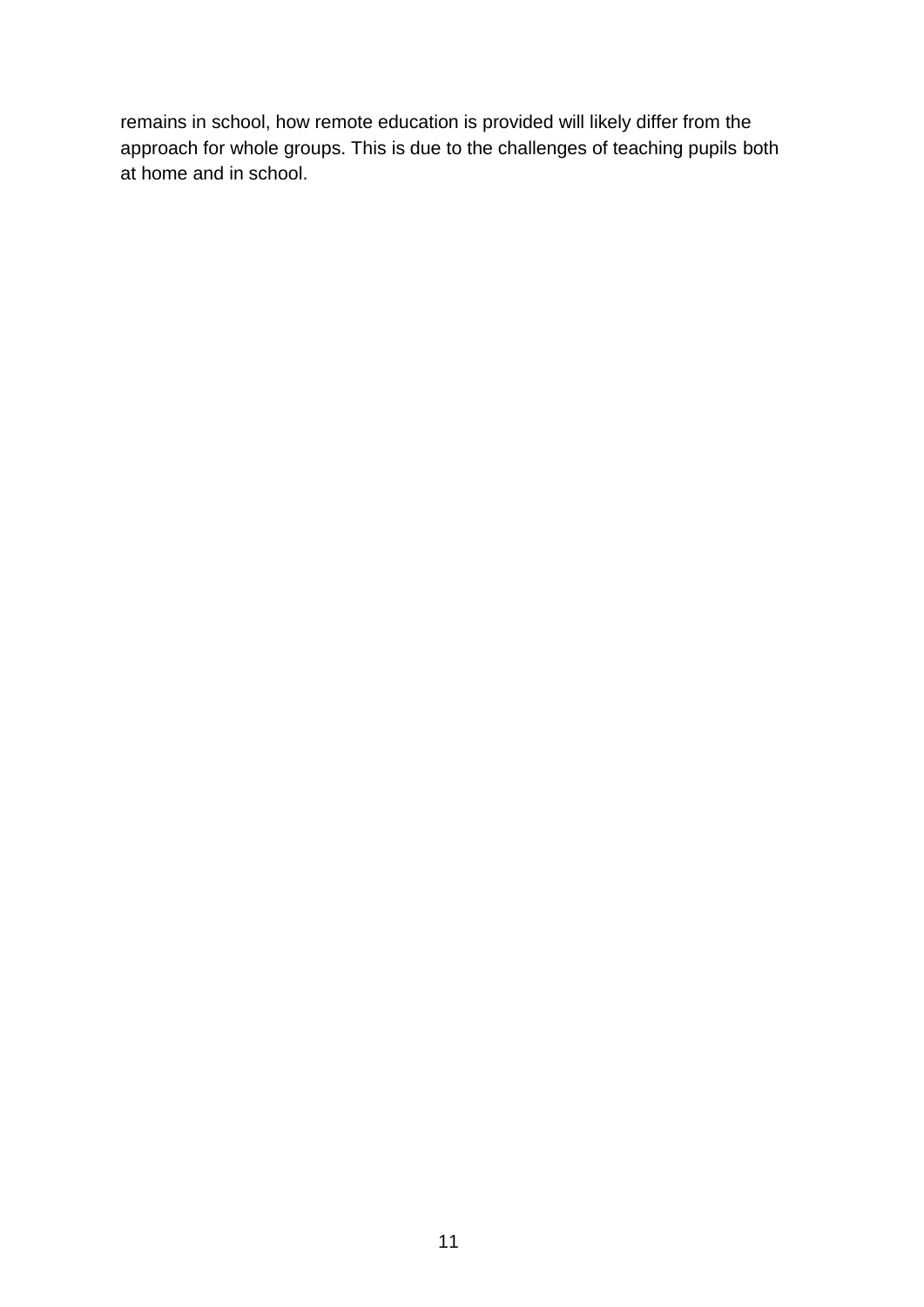remains in school, how remote education is provided will likely differ from the approach for whole groups. This is due to the challenges of teaching pupils both at home and in school.